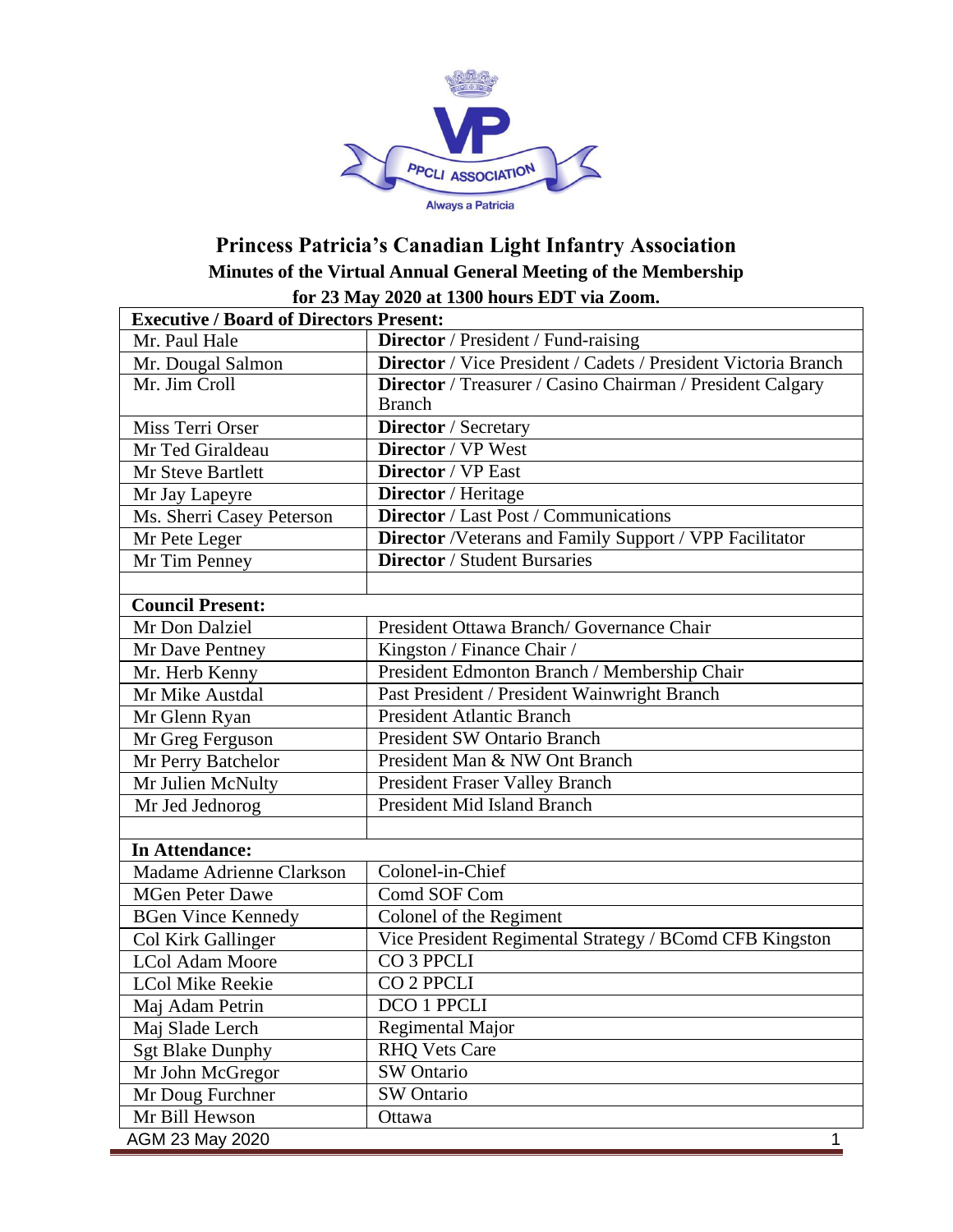# Princess Patricia's Canadian Light Infantry Association

## Minutes of the Virtual Annual General Meeting of the Membership for 23 May 2020 at 1300 hours EDT via Zoom.

| **Executive / Board of Directors Present:** | |
|---|---|
| Mr. Paul Hale | **Director** / President / Fund-raising |
| Mr. Dougal Salmon | **Director** / Vice President / Cadets / President Victoria Branch |
| Mr. Jim Croll | **Director** / Treasurer / Casino Chairman / President Calgary Branch |
| Miss Terri Orser | **Director** / Secretary |
| Mr Ted Giraldeau | **Director** / VP West |
| Mr Steve Bartlett | **Director** / VP East |
| Mr Jay Lapeyre | **Director** / Heritage |
| Ms. Sherri Casey Peterson | **Director** / Last Post / Communications |
| Mr Pete Leger | **Director** /Veterans and Family Support / VPP Facilitator |
| Mr Tim Penney | **Director** / Student Bursaries |
| | |
| **Council Present:** | |
| Mr Don Dalziel | President Ottawa Branch/ Governance Chair |
| Mr Dave Pentney | Kingston / Finance Chair / |
| Mr. Herb Kenny | President Edmonton Branch / Membership Chair |
| Mr Mike Austdal | Past President / President Wainwright Branch |
| Mr Glenn Ryan | President Atlantic Branch |
| Mr Greg Ferguson | President SW Ontario Branch |
| Mr Perry Batchelor | President Man & NW Ont Branch |
| Mr Julien McNulty | President Fraser Valley Branch |
| Mr Jed Jednorog | President Mid Island Branch |
| | |
| **In Attendance:** | |
| Madame Adrienne Clarkson | Colonel-in-Chief |
| MGen Peter Dawe | Comd SOF Com |
| BGen Vince Kennedy | Colonel of the Regiment |
| Col Kirk Gallinger | Vice President Regimental Strategy / BComd CFB Kingston |
| LCol Adam Moore | CO 3 PPCLI |
| LCol Mike Reekie | CO 2 PPCLI |
| Maj Adam Petrin | DCO 1 PPCLI |
| Maj Slade Lerch | Regimental Major |
| Sgt Blake Dunphy | RHQ Vets Care |
| Mr John McGregor | SW Ontario |
| Mr Doug Furchner | SW Ontario |
| Mr Bill Hewson | Ottawa |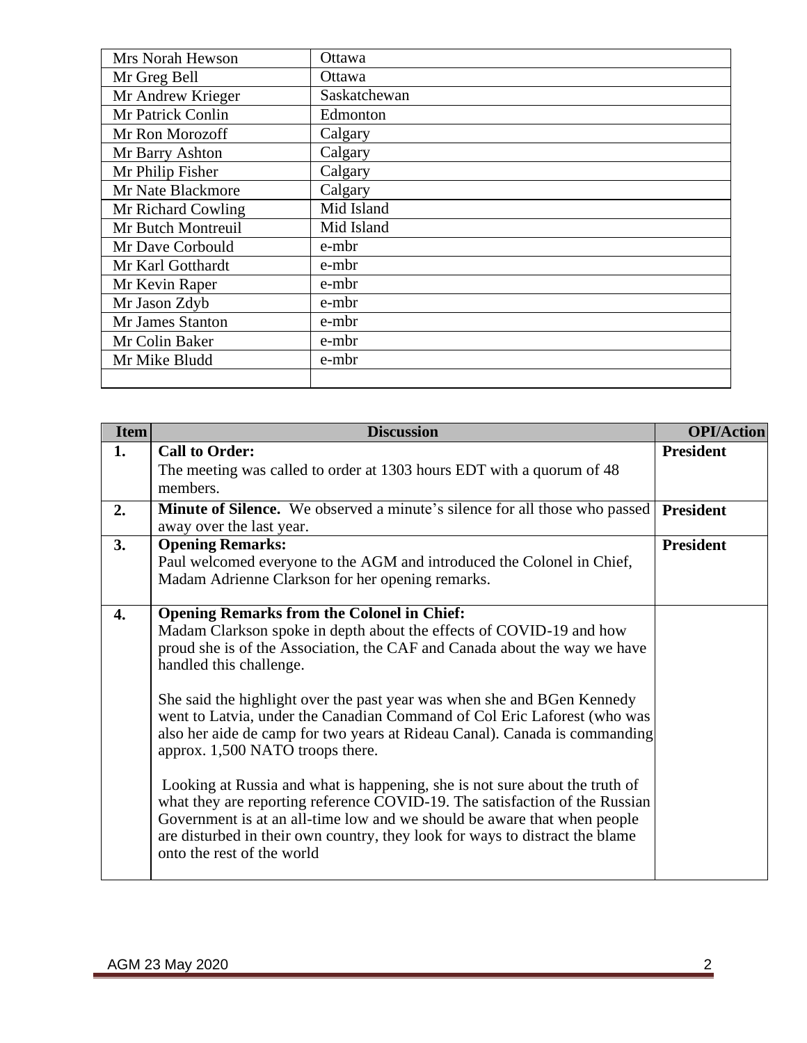| | |
|---|---|
| Mrs Norah Hewson | Ottawa |
| Mr Greg Bell | Ottawa |
| Mr Andrew Krieger | Saskatchewan |
| Mr Patrick Conlin | Edmonton |
| Mr Ron Morozoff | Calgary |
| Mr Barry Ashton | Calgary |
| Mr Philip Fisher | Calgary |
| Mr Nate Blackmore | Calgary |
| Mr Richard Cowling | Mid Island |
| Mr Butch Montreuil | Mid Island |
| Mr Dave Corbould | e-mbr |
| Mr Karl Gotthardt | e-mbr |
| Mr Kevin Raper | e-mbr |
| Mr Jason Zdyb | e-mbr |
| Mr James Stanton | e-mbr |
| Mr Colin Baker | e-mbr |
| Mr Mike Bludd | e-mbr |
| | |

| Item | Discussion | OPI/Action |
|---|---|---|
| **1.** | **Call to Order:**<br>The meeting was called to order at 1303 hours EDT with a quorum of 48 members. | **President** |
| **2.** | **Minute of Silence.** We observed a minute's silence for all those who passed away over the last year. | **President** |
| **3.** | **Opening Remarks:**<br>Paul welcomed everyone to the AGM and introduced the Colonel in Chief, Madam Adrienne Clarkson for her opening remarks. | **President** |
| **4.** | **Opening Remarks from the Colonel in Chief:**<br>Madam Clarkson spoke in depth about the effects of COVID-19 and how proud she is of the Association, the CAF and Canada about the way we have handled this challenge.<br><br>She said the highlight over the past year was when she and BGen Kennedy went to Latvia, under the Canadian Command of Col Eric Laforest (who was also her aide de camp for two years at Rideau Canal). Canada is commanding approx. 1,500 NATO troops there.<br><br>Looking at Russia and what is happening, she is not sure about the truth of what they are reporting reference COVID-19. The satisfaction of the Russian Government is at an all-time low and we should be aware that when people are disturbed in their own country, they look for ways to distract the blame onto the rest of the world | |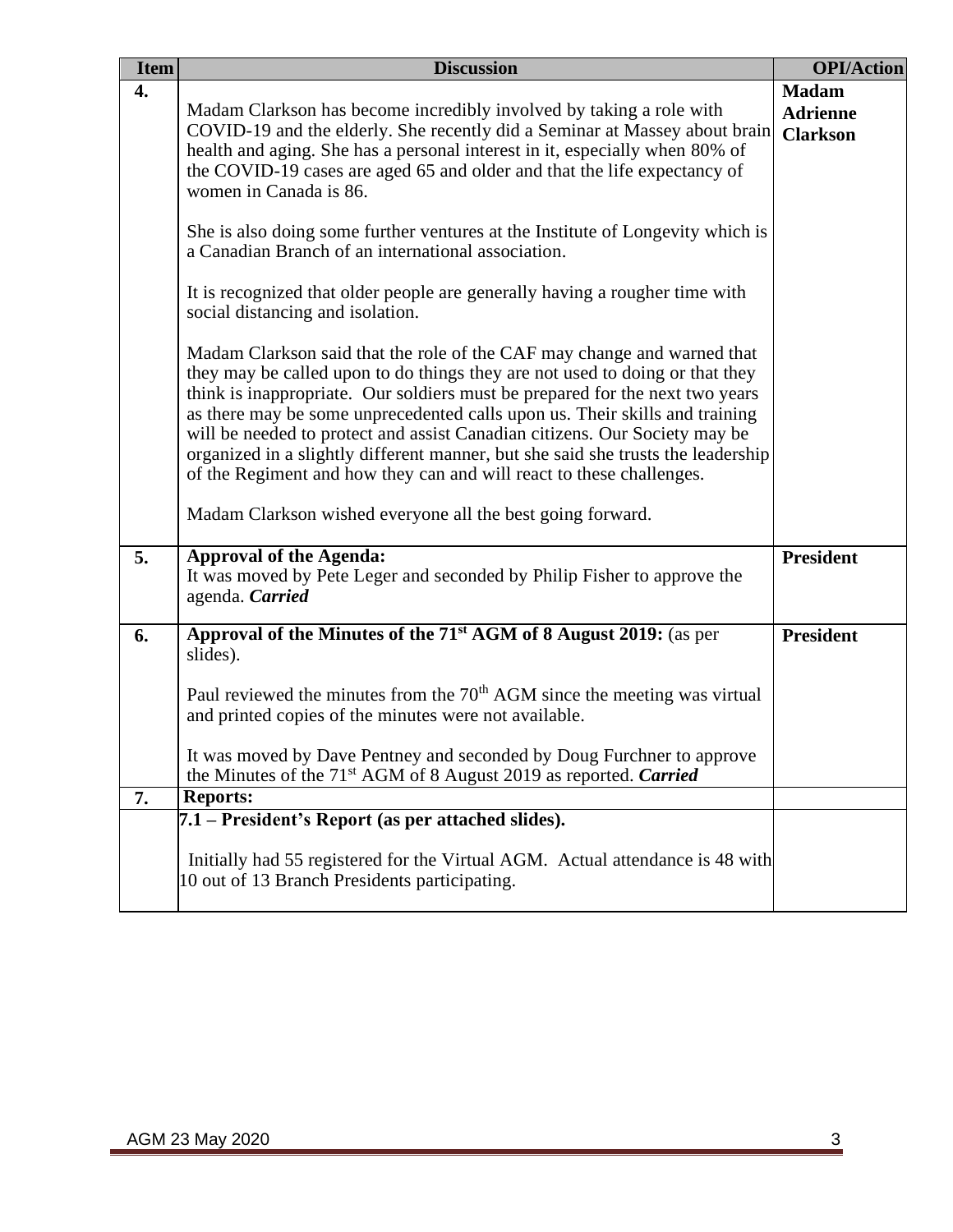| Item | Discussion | OPI/Action |
|---|---|---|
| **4.** | Madam Clarkson has become incredibly involved by taking a role with COVID-19 and the elderly. She recently did a Seminar at Massey about brain health and aging. She has a personal interest in it, especially when 80% of the COVID-19 cases are aged 65 and older and that the life expectancy of women in Canada is 86.<br><br>She is also doing some further ventures at the Institute of Longevity which is a Canadian Branch of an international association.<br><br>It is recognized that older people are generally having a rougher time with social distancing and isolation.<br><br>Madam Clarkson said that the role of the CAF may change and warned that they may be called upon to do things they are not used to doing or that they think is inappropriate. Our soldiers must be prepared for the next two years as there may be some unprecedented calls upon us. Their skills and training will be needed to protect and assist Canadian citizens. Our Society may be organized in a slightly different manner, but she said she trusts the leadership of the Regiment and how they can and will react to these challenges.<br><br>Madam Clarkson wished everyone all the best going forward. | **Madam Adrienne Clarkson** |
| **5.** | **Approval of the Agenda:**<br>It was moved by Pete Leger and seconded by Philip Fisher to approve the agenda. ***Carried*** | **President** |
| **6.** | **Approval of the Minutes of the 71st AGM of 8 August 2019:** (as per slides).<br><br>Paul reviewed the minutes from the 70th AGM since the meeting was virtual and printed copies of the minutes were not available.<br><br>It was moved by Dave Pentney and seconded by Doug Furchner to approve the Minutes of the 71st AGM of 8 August 2019 as reported. ***Carried*** | **President** |
| **7.** | **Reports:** | |
| | **7.1 – President's Report (as per attached slides).**<br><br>Initially had 55 registered for the Virtual AGM. Actual attendance is 48 with 10 out of 13 Branch Presidents participating. | |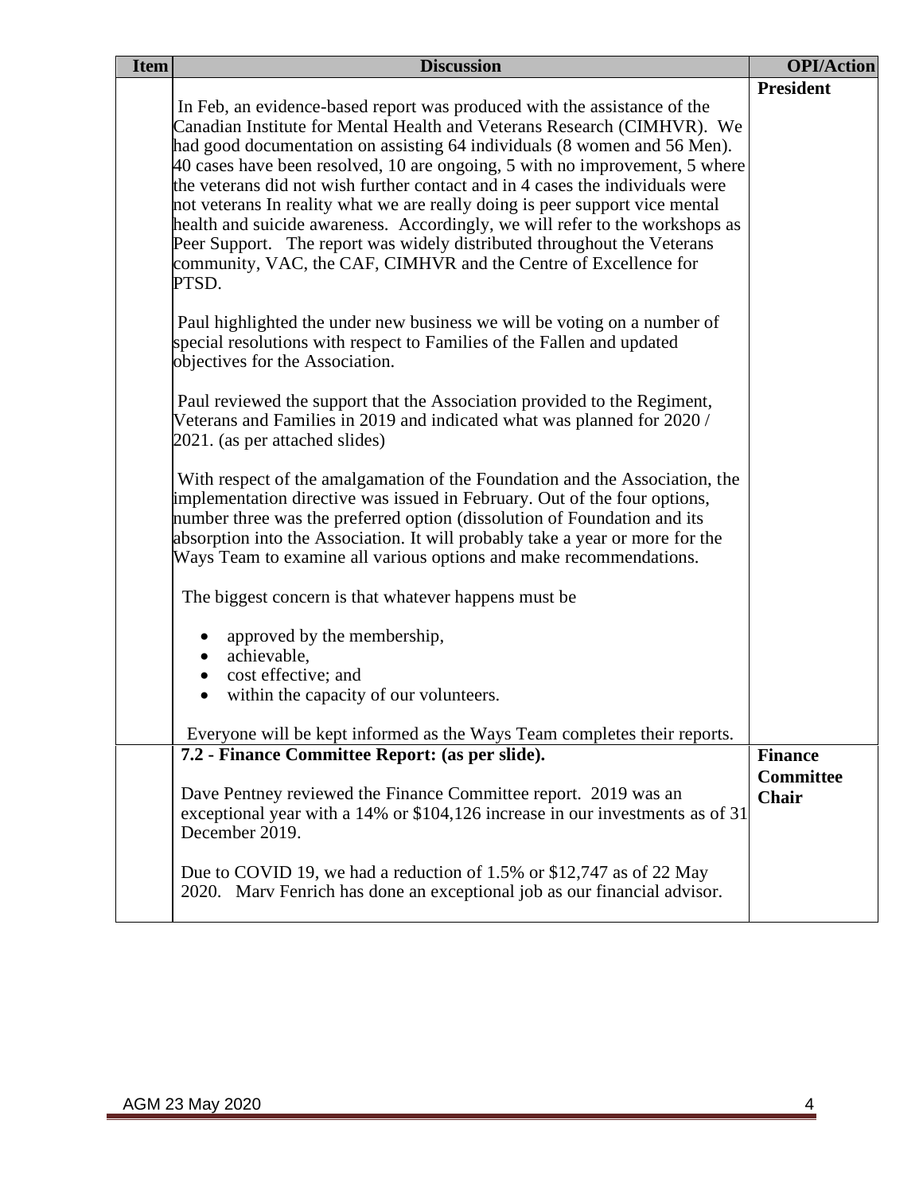| Item | Discussion | OPI/Action |
|---|---|---|
| | In Feb, an evidence-based report was produced with the assistance of the Canadian Institute for Mental Health and Veterans Research (CIMHVR). We had good documentation on assisting 64 individuals (8 women and 56 Men). 40 cases have been resolved, 10 are ongoing, 5 with no improvement, 5 where the veterans did not wish further contact and in 4 cases the individuals were not veterans In reality what we are really doing is peer support vice mental health and suicide awareness. Accordingly, we will refer to the workshops as Peer Support. The report was widely distributed throughout the Veterans community, VAC, the CAF, CIMHVR and the Centre of Excellence for PTSD.<br><br>Paul highlighted the under new business we will be voting on a number of special resolutions with respect to Families of the Fallen and updated objectives for the Association.<br><br>Paul reviewed the support that the Association provided to the Regiment, Veterans and Families in 2019 and indicated what was planned for 2020 / 2021. (as per attached slides)<br><br>With respect of the amalgamation of the Foundation and the Association, the implementation directive was issued in February. Out of the four options, number three was the preferred option (dissolution of Foundation and its absorption into the Association. It will probably take a year or more for the Ways Team to examine all various options and make recommendations.<br><br>The biggest concern is that whatever happens must be<br><br>• approved by the membership,<br>• achievable,<br>• cost effective; and<br>• within the capacity of our volunteers.<br><br>Everyone will be kept informed as the Ways Team completes their reports. | **President** |
| | **7.2 - Finance Committee Report: (as per slide).**<br><br>Dave Pentney reviewed the Finance Committee report. 2019 was an exceptional year with a 14% or $104,126 increase in our investments as of 31 December 2019.<br><br>Due to COVID 19, we had a reduction of 1.5% or $12,747 as of 22 May 2020. Marv Fenrich has done an exceptional job as our financial advisor. | **Finance Committee Chair** |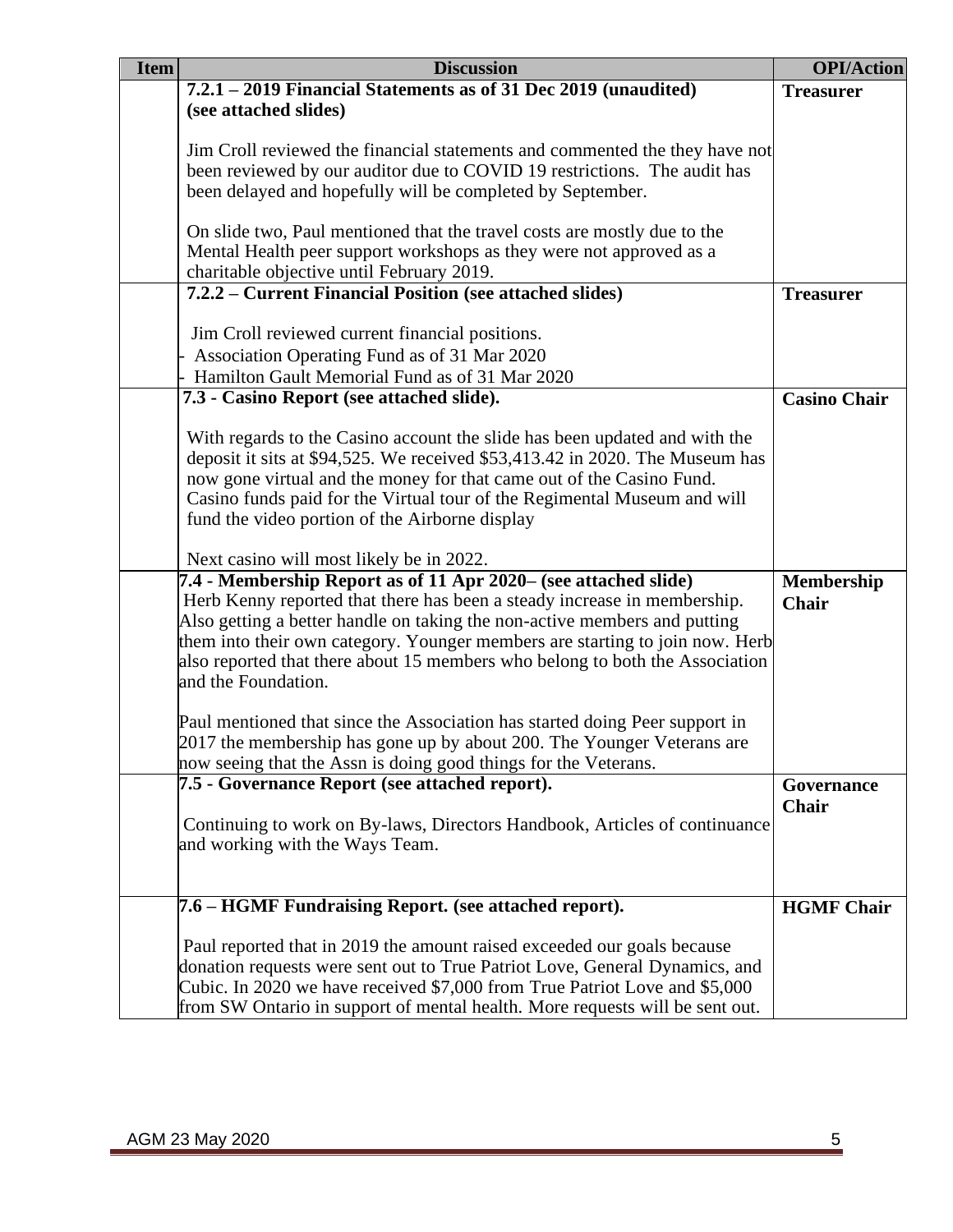| Item | Discussion | OPI/Action |
|---|---|---|
| | **7.2.1 – 2019 Financial Statements as of 31 Dec 2019 (unaudited) (see attached slides)**<br><br>Jim Croll reviewed the financial statements and commented the they have not been reviewed by our auditor due to COVID 19 restrictions. The audit has been delayed and hopefully will be completed by September.<br><br>On slide two, Paul mentioned that the travel costs are mostly due to the Mental Health peer support workshops as they were not approved as a charitable objective until February 2019. | **Treasurer** |
| | **7.2.2 – Current Financial Position (see attached slides)**<br><br>Jim Croll reviewed current financial positions.<br>- Association Operating Fund as of 31 Mar 2020<br>- Hamilton Gault Memorial Fund as of 31 Mar 2020 | **Treasurer** |
| | **7.3 - Casino Report (see attached slide).**<br><br>With regards to the Casino account the slide has been updated and with the deposit it sits at $94,525. We received $53,413.42 in 2020. The Museum has now gone virtual and the money for that came out of the Casino Fund. Casino funds paid for the Virtual tour of the Regimental Museum and will fund the video portion of the Airborne display<br><br>Next casino will most likely be in 2022. | **Casino Chair** |
| | **7.4 - Membership Report as of 11 Apr 2020– (see attached slide)**<br>Herb Kenny reported that there has been a steady increase in membership. Also getting a better handle on taking the non-active members and putting them into their own category. Younger members are starting to join now. Herb also reported that there about 15 members who belong to both the Association and the Foundation.<br><br>Paul mentioned that since the Association has started doing Peer support in 2017 the membership has gone up by about 200. The Younger Veterans are now seeing that the Assn is doing good things for the Veterans. | **Membership Chair** |
| | **7.5 - Governance Report (see attached report).**<br><br>Continuing to work on By-laws, Directors Handbook, Articles of continuance and working with the Ways Team. | **Governance Chair** |
| | **7.6 – HGMF Fundraising Report. (see attached report).**<br><br>Paul reported that in 2019 the amount raised exceeded our goals because donation requests were sent out to True Patriot Love, General Dynamics, and Cubic. In 2020 we have received $7,000 from True Patriot Love and $5,000 from SW Ontario in support of mental health. More requests will be sent out. | **HGMF Chair** |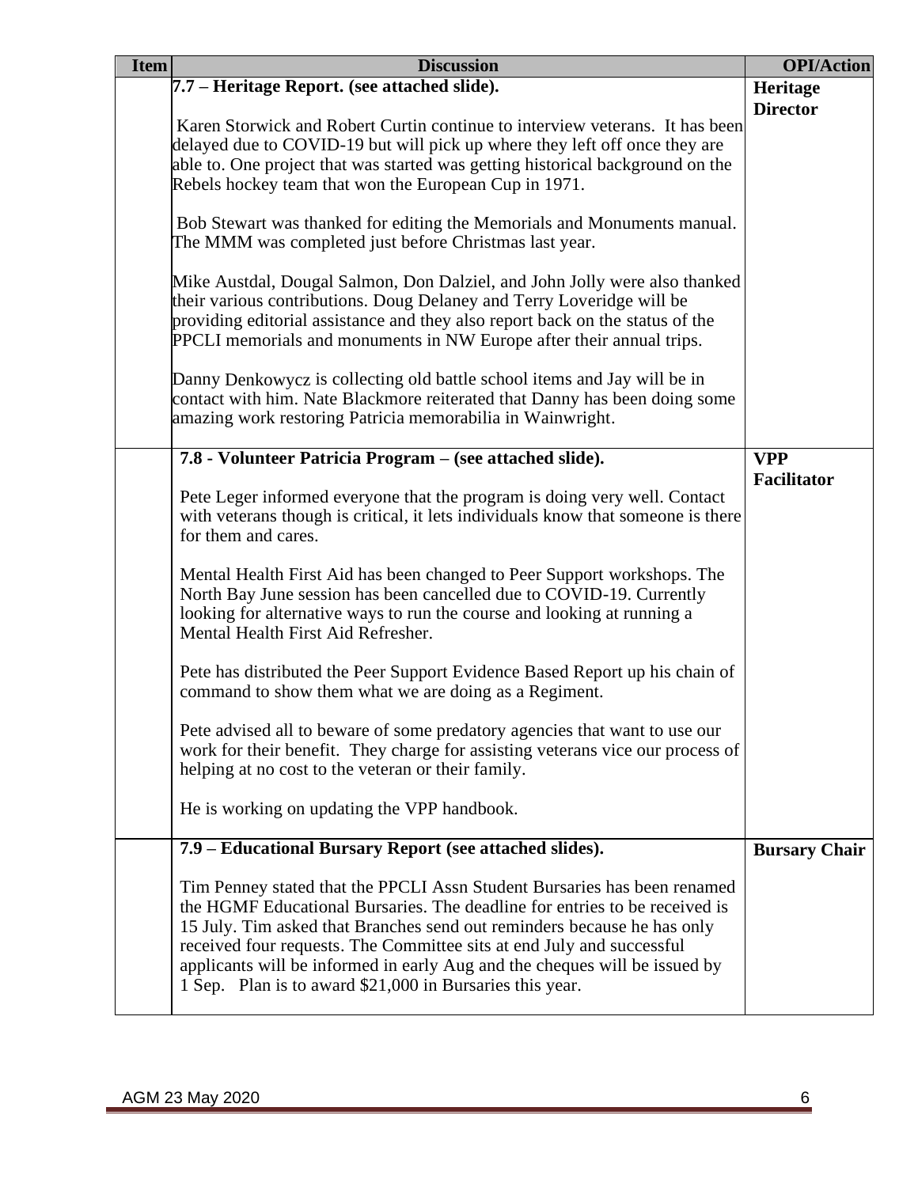| Item | Discussion | OPI/Action |
|---|---|---|
| | **7.7 – Heritage Report. (see attached slide).**<br><br>Karen Storwick and Robert Curtin continue to interview veterans. It has been delayed due to COVID-19 but will pick up where they left off once they are able to. One project that was started was getting historical background on the Rebels hockey team that won the European Cup in 1971.<br><br>Bob Stewart was thanked for editing the Memorials and Monuments manual. The MMM was completed just before Christmas last year.<br><br>Mike Austdal, Dougal Salmon, Don Dalziel, and John Jolly were also thanked their various contributions. Doug Delaney and Terry Loveridge will be providing editorial assistance and they also report back on the status of the PPCLI memorials and monuments in NW Europe after their annual trips.<br><br>Danny Denkowycz is collecting old battle school items and Jay will be in contact with him. Nate Blackmore reiterated that Danny has been doing some amazing work restoring Patricia memorabilia in Wainwright. | **Heritage Director** |
| | **7.8 - Volunteer Patricia Program – (see attached slide).**<br><br>Pete Leger informed everyone that the program is doing very well. Contact with veterans though is critical, it lets individuals know that someone is there for them and cares.<br><br>Mental Health First Aid has been changed to Peer Support workshops. The North Bay June session has been cancelled due to COVID-19. Currently looking for alternative ways to run the course and looking at running a Mental Health First Aid Refresher.<br><br>Pete has distributed the Peer Support Evidence Based Report up his chain of command to show them what we are doing as a Regiment.<br><br>Pete advised all to beware of some predatory agencies that want to use our work for their benefit. They charge for assisting veterans vice our process of helping at no cost to the veteran or their family.<br><br>He is working on updating the VPP handbook. | **VPP Facilitator** |
| | **7.9 – Educational Bursary Report (see attached slides).**<br><br>Tim Penney stated that the PPCLI Assn Student Bursaries has been renamed the HGMF Educational Bursaries. The deadline for entries to be received is 15 July. Tim asked that Branches send out reminders because he has only received four requests. The Committee sits at end July and successful applicants will be informed in early Aug and the cheques will be issued by 1 Sep. Plan is to award $21,000 in Bursaries this year. | **Bursary Chair** |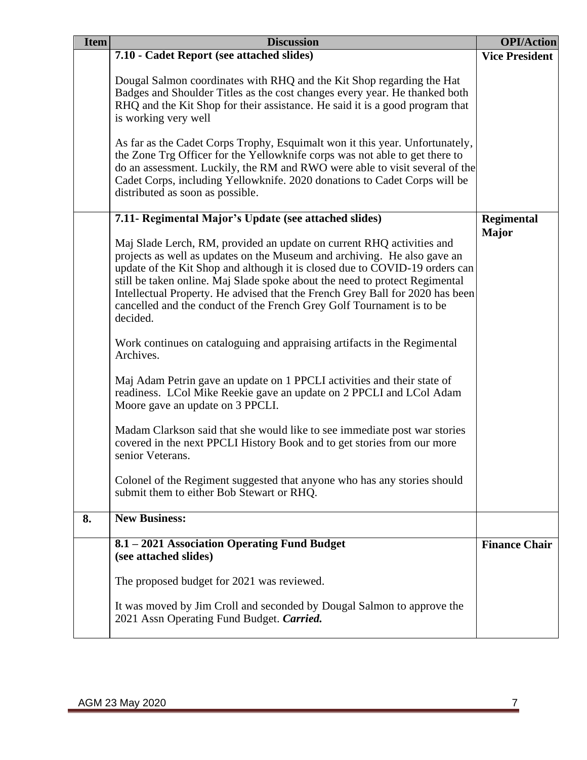| Item | Discussion | OPI/Action |
|---|---|---|
| | **7.10 - Cadet Report (see attached slides)**<br><br>Dougal Salmon coordinates with RHQ and the Kit Shop regarding the Hat Badges and Shoulder Titles as the cost changes every year. He thanked both RHQ and the Kit Shop for their assistance. He said it is a good program that is working very well<br><br>As far as the Cadet Corps Trophy, Esquimalt won it this year. Unfortunately, the Zone Trg Officer for the Yellowknife corps was not able to get there to do an assessment. Luckily, the RM and RWO were able to visit several of the Cadet Corps, including Yellowknife. 2020 donations to Cadet Corps will be distributed as soon as possible. | **Vice President** |
| | **7.11- Regimental Major's Update (see attached slides)**<br><br>Maj Slade Lerch, RM, provided an update on current RHQ activities and projects as well as updates on the Museum and archiving. He also gave an update of the Kit Shop and although it is closed due to COVID-19 orders can still be taken online. Maj Slade spoke about the need to protect Regimental Intellectual Property. He advised that the French Grey Ball for 2020 has been cancelled and the conduct of the French Grey Golf Tournament is to be decided.<br><br>Work continues on cataloguing and appraising artifacts in the Regimental Archives.<br><br>Maj Adam Petrin gave an update on 1 PPCLI activities and their state of readiness. LCol Mike Reekie gave an update on 2 PPCLI and LCol Adam Moore gave an update on 3 PPCLI.<br><br>Madam Clarkson said that she would like to see immediate post war stories covered in the next PPCLI History Book and to get stories from our more senior Veterans.<br><br>Colonel of the Regiment suggested that anyone who has any stories should submit them to either Bob Stewart or RHQ. | **Regimental Major** |
| **8.** | **New Business:** | |
| | **8.1 – 2021 Association Operating Fund Budget (see attached slides)**<br><br>The proposed budget for 2021 was reviewed.<br><br>It was moved by Jim Croll and seconded by Dougal Salmon to approve the 2021 Assn Operating Fund Budget. ***Carried.*** | **Finance Chair** |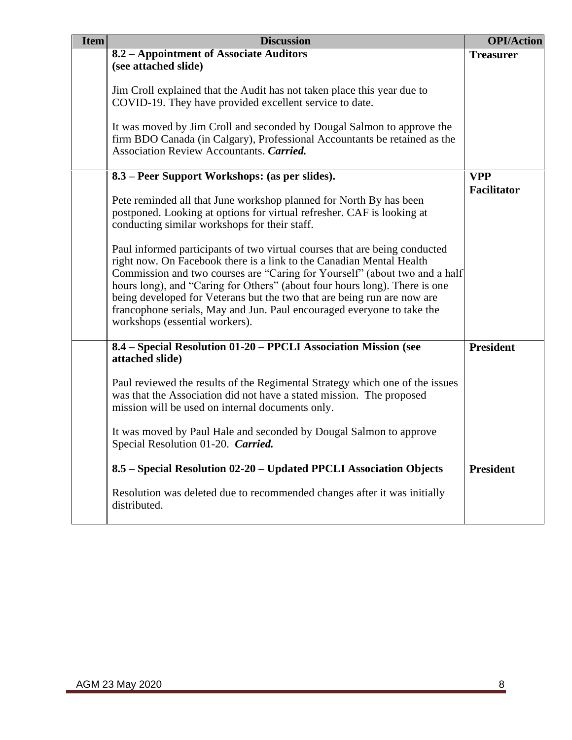| Item | Discussion | OPI/Action |
|---|---|---|
| | **8.2 – Appointment of Associate Auditors (see attached slide)**<br><br>Jim Croll explained that the Audit has not taken place this year due to COVID-19. They have provided excellent service to date.<br><br>It was moved by Jim Croll and seconded by Dougal Salmon to approve the firm BDO Canada (in Calgary), Professional Accountants be retained as the Association Review Accountants. ***Carried.*** | **Treasurer** |
| | **8.3 – Peer Support Workshops: (as per slides).**<br><br>Pete reminded all that June workshop planned for North By has been postponed. Looking at options for virtual refresher. CAF is looking at conducting similar workshops for their staff.<br><br>Paul informed participants of two virtual courses that are being conducted right now. On Facebook there is a link to the Canadian Mental Health Commission and two courses are "Caring for Yourself" (about two and a half hours long), and "Caring for Others" (about four hours long). There is one being developed for Veterans but the two that are being run are now are francophone serials, May and Jun. Paul encouraged everyone to take the workshops (essential workers). | **VPP Facilitator** |
| | **8.4 – Special Resolution 01-20 – PPCLI Association Mission (see attached slide)**<br><br>Paul reviewed the results of the Regimental Strategy which one of the issues was that the Association did not have a stated mission. The proposed mission will be used on internal documents only.<br><br>It was moved by Paul Hale and seconded by Dougal Salmon to approve Special Resolution 01-20. ***Carried.*** | **President** |
| | **8.5 – Special Resolution 02-20 – Updated PPCLI Association Objects**<br><br>Resolution was deleted due to recommended changes after it was initially distributed. | **President** |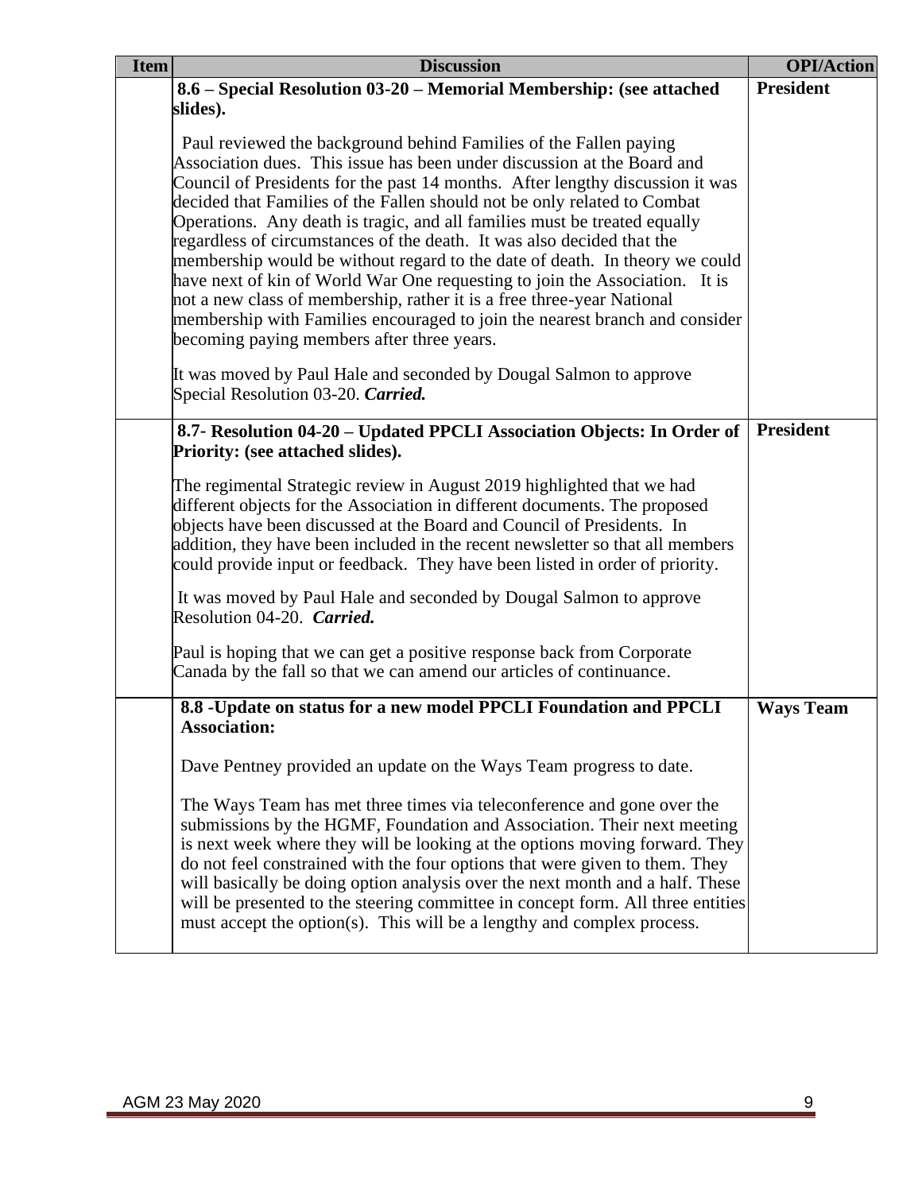| Item | Discussion | OPI/Action |
|---|---|---|
| | **8.6 – Special Resolution 03-20 – Memorial Membership: (see attached slides).**<br><br>Paul reviewed the background behind Families of the Fallen paying Association dues. This issue has been under discussion at the Board and Council of Presidents for the past 14 months. After lengthy discussion it was decided that Families of the Fallen should not be only related to Combat Operations. Any death is tragic, and all families must be treated equally regardless of circumstances of the death. It was also decided that the membership would be without regard to the date of death. In theory we could have next of kin of World War One requesting to join the Association. It is not a new class of membership, rather it is a free three-year National membership with Families encouraged to join the nearest branch and consider becoming paying members after three years.<br><br>It was moved by Paul Hale and seconded by Dougal Salmon to approve Special Resolution 03-20. ***Carried.*** | **President** |
| | **8.7- Resolution 04-20 – Updated PPCLI Association Objects: In Order of Priority: (see attached slides).**<br><br>The regimental Strategic review in August 2019 highlighted that we had different objects for the Association in different documents. The proposed objects have been discussed at the Board and Council of Presidents. In addition, they have been included in the recent newsletter so that all members could provide input or feedback. They have been listed in order of priority.<br><br>It was moved by Paul Hale and seconded by Dougal Salmon to approve Resolution 04-20. ***Carried.***<br><br>Paul is hoping that we can get a positive response back from Corporate Canada by the fall so that we can amend our articles of continuance. | **President** |
| | **8.8 -Update on status for a new model PPCLI Foundation and PPCLI Association:**<br><br>Dave Pentney provided an update on the Ways Team progress to date.<br><br>The Ways Team has met three times via teleconference and gone over the submissions by the HGMF, Foundation and Association. Their next meeting is next week where they will be looking at the options moving forward. They do not feel constrained with the four options that were given to them. They will basically be doing option analysis over the next month and a half. These will be presented to the steering committee in concept form. All three entities must accept the option(s). This will be a lengthy and complex process. | **Ways Team** |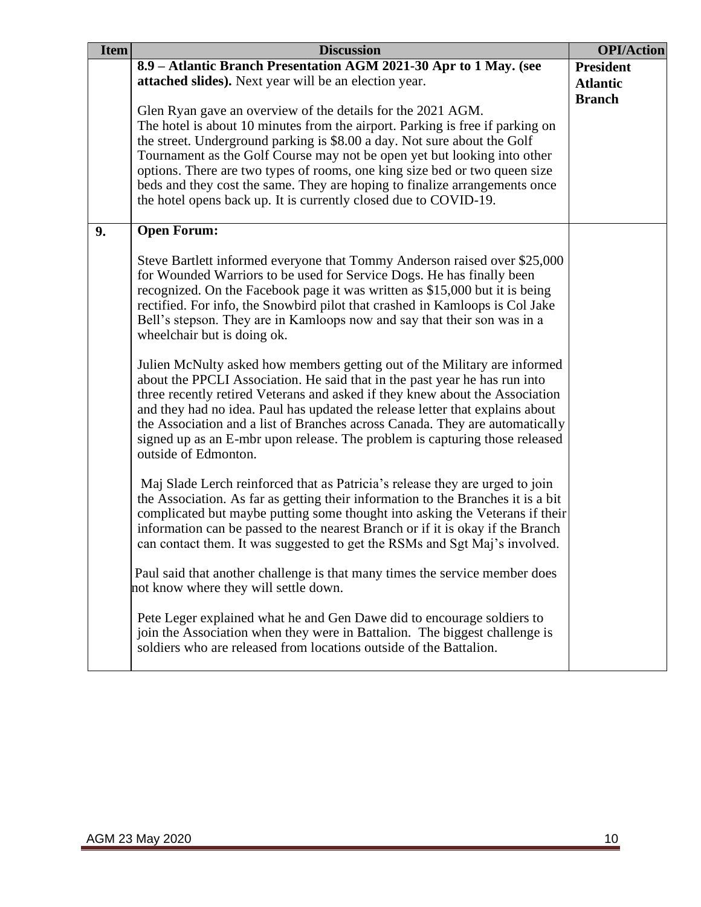| Item | Discussion | OPI/Action |
|---|---|---|
| | **8.9 – Atlantic Branch Presentation AGM 2021-30 Apr to 1 May. (see attached slides).** Next year will be an election year.<br><br>Glen Ryan gave an overview of the details for the 2021 AGM. The hotel is about 10 minutes from the airport. Parking is free if parking on the street. Underground parking is $8.00 a day. Not sure about the Golf Tournament as the Golf Course may not be open yet but looking into other options. There are two types of rooms, one king size bed or two queen size beds and they cost the same. They are hoping to finalize arrangements once the hotel opens back up. It is currently closed due to COVID-19. | **President Atlantic Branch** |
| **9.** | **Open Forum:**<br><br>Steve Bartlett informed everyone that Tommy Anderson raised over $25,000 for Wounded Warriors to be used for Service Dogs. He has finally been recognized. On the Facebook page it was written as $15,000 but it is being rectified. For info, the Snowbird pilot that crashed in Kamloops is Col Jake Bell's stepson. They are in Kamloops now and say that their son was in a wheelchair but is doing ok.<br><br>Julien McNulty asked how members getting out of the Military are informed about the PPCLI Association. He said that in the past year he has run into three recently retired Veterans and asked if they knew about the Association and they had no idea. Paul has updated the release letter that explains about the Association and a list of Branches across Canada. They are automatically signed up as an E-mbr upon release. The problem is capturing those released outside of Edmonton.<br><br>Maj Slade Lerch reinforced that as Patricia's release they are urged to join the Association. As far as getting their information to the Branches it is a bit complicated but maybe putting some thought into asking the Veterans if their information can be passed to the nearest Branch or if it is okay if the Branch can contact them. It was suggested to get the RSMs and Sgt Maj's involved.<br><br>Paul said that another challenge is that many times the service member does not know where they will settle down.<br><br>Pete Leger explained what he and Gen Dawe did to encourage soldiers to join the Association when they were in Battalion. The biggest challenge is soldiers who are released from locations outside of the Battalion. | |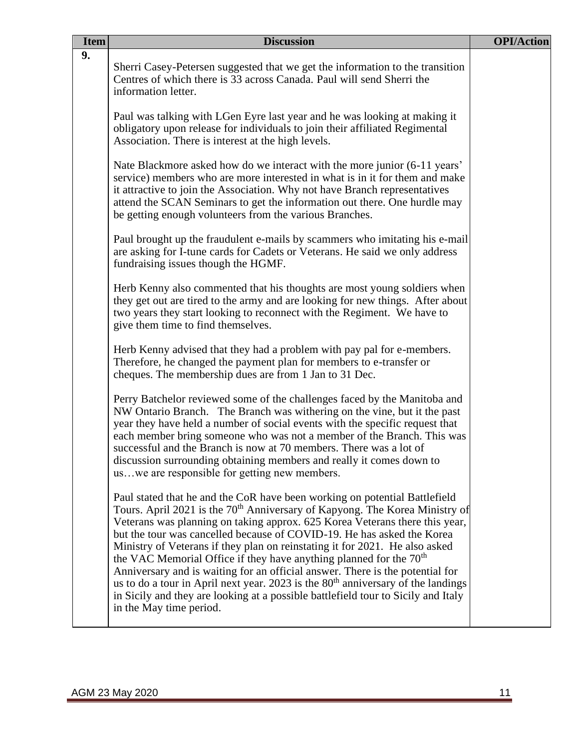| Item | Discussion | OPI/Action |
|---|---|---|
| 9. | Sherri Casey-Petersen suggested that we get the information to the transition Centres of which there is 33 across Canada. Paul will send Sherri the information letter.<br><br>Paul was talking with LGen Eyre last year and he was looking at making it obligatory upon release for individuals to join their affiliated Regimental Association. There is interest at the high levels.<br><br>Nate Blackmore asked how do we interact with the more junior (6-11 years' service) members who are more interested in what is in it for them and make it attractive to join the Association. Why not have Branch representatives attend the SCAN Seminars to get the information out there. One hurdle may be getting enough volunteers from the various Branches.<br><br>Paul brought up the fraudulent e-mails by scammers who imitating his e-mail are asking for I-tune cards for Cadets or Veterans. He said we only address fundraising issues though the HGMF.<br><br>Herb Kenny also commented that his thoughts are most young soldiers when they get out are tired to the army and are looking for new things. After about two years they start looking to reconnect with the Regiment. We have to give them time to find themselves.<br><br>Herb Kenny advised that they had a problem with pay pal for e-members. Therefore, he changed the payment plan for members to e-transfer or cheques. The membership dues are from 1 Jan to 31 Dec.<br><br>Perry Batchelor reviewed some of the challenges faced by the Manitoba and NW Ontario Branch. The Branch was withering on the vine, but it the past year they have held a number of social events with the specific request that each member bring someone who was not a member of the Branch. This was successful and the Branch is now at 70 members. There was a lot of discussion surrounding obtaining members and really it comes down to us…we are responsible for getting new members.<br><br>Paul stated that he and the CoR have been working on potential Battlefield Tours. April 2021 is the 70th Anniversary of Kapyong. The Korea Ministry of Veterans was planning on taking approx. 625 Korea Veterans there this year, but the tour was cancelled because of COVID-19. He has asked the Korea Ministry of Veterans if they plan on reinstating it for 2021. He also asked the VAC Memorial Office if they have anything planned for the 70th Anniversary and is waiting for an official answer. There is the potential for us to do a tour in April next year. 2023 is the 80th anniversary of the landings in Sicily and they are looking at a possible battlefield tour to Sicily and Italy in the May time period. | |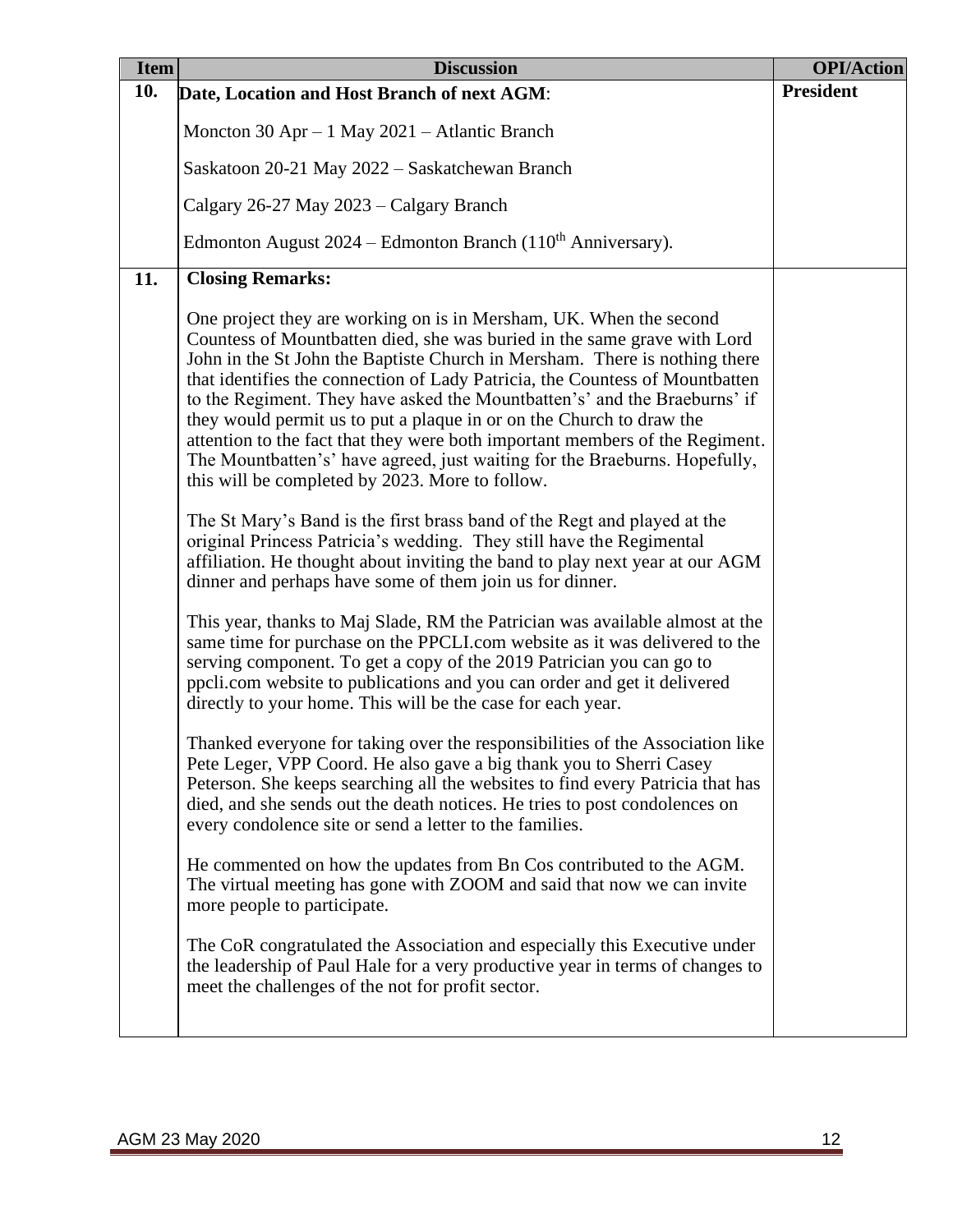| Item | Discussion | OPI/Action |
| --- | --- | --- |
| **10.** | **Date, Location and Host Branch of next AGM**:<br><br>Moncton 30 Apr – 1 May 2021 – Atlantic Branch<br><br>Saskatoon 20-21 May 2022 – Saskatchewan Branch<br><br>Calgary 26-27 May 2023 – Calgary Branch<br><br>Edmonton August 2024 – Edmonton Branch (110th Anniversary). | **President** |
| **11.** | **Closing Remarks:**<br><br>One project they are working on is in Mersham, UK. When the second Countess of Mountbatten died, she was buried in the same grave with Lord John in the St John the Baptiste Church in Mersham. There is nothing there that identifies the connection of Lady Patricia, the Countess of Mountbatten to the Regiment. They have asked the Mountbatten's' and the Braeburns' if they would permit us to put a plaque in or on the Church to draw the attention to the fact that they were both important members of the Regiment. The Mountbatten's' have agreed, just waiting for the Braeburns. Hopefully, this will be completed by 2023. More to follow.<br><br>The St Mary's Band is the first brass band of the Regt and played at the original Princess Patricia's wedding. They still have the Regimental affiliation. He thought about inviting the band to play next year at our AGM dinner and perhaps have some of them join us for dinner.<br><br>This year, thanks to Maj Slade, RM the Patrician was available almost at the same time for purchase on the PPCLI.com website as it was delivered to the serving component. To get a copy of the 2019 Patrician you can go to ppcli.com website to publications and you can order and get it delivered directly to your home. This will be the case for each year.<br><br>Thanked everyone for taking over the responsibilities of the Association like Pete Leger, VPP Coord. He also gave a big thank you to Sherri Casey Peterson. She keeps searching all the websites to find every Patricia that has died, and she sends out the death notices. He tries to post condolences on every condolence site or send a letter to the families.<br><br>He commented on how the updates from Bn Cos contributed to the AGM. The virtual meeting has gone with ZOOM and said that now we can invite more people to participate.<br><br>The CoR congratulated the Association and especially this Executive under the leadership of Paul Hale for a very productive year in terms of changes to meet the challenges of the not for profit sector. | |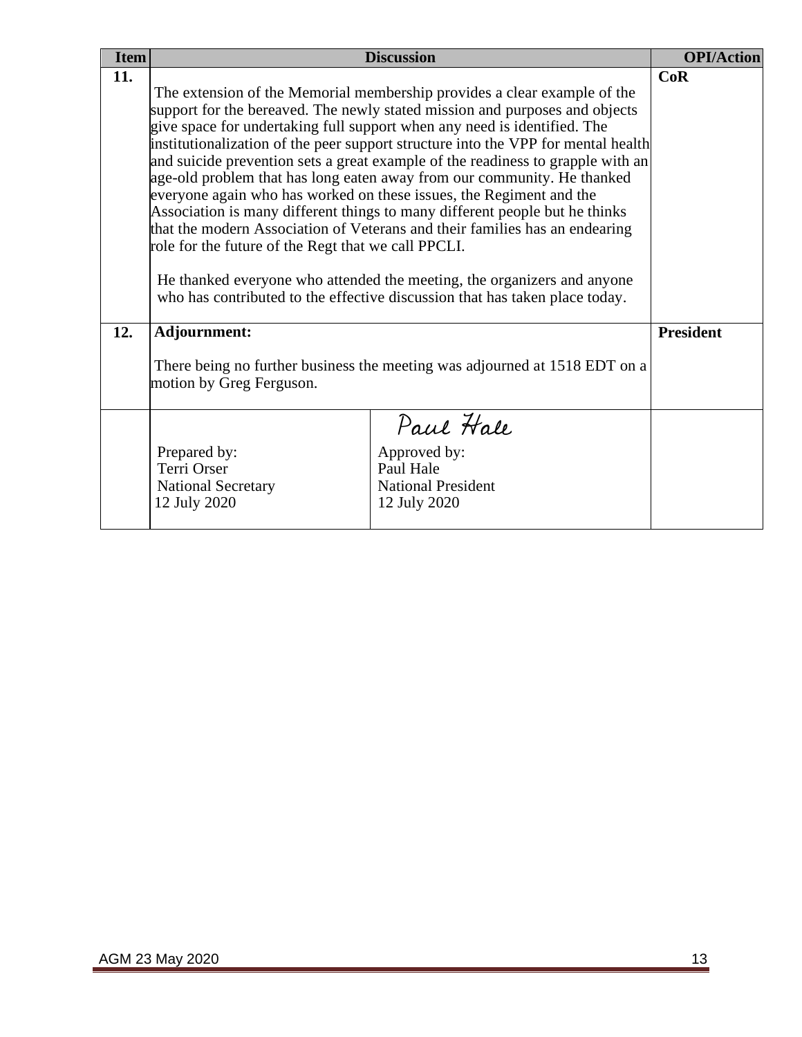| Item | Discussion | | OPI/Action |
|---|---|---|---|
| **11.** | The extension of the Memorial membership provides a clear example of the support for the bereaved. The newly stated mission and purposes and objects give space for undertaking full support when any need is identified. The institutionalization of the peer support structure into the VPP for mental health and suicide prevention sets a great example of the readiness to grapple with an age-old problem that has long eaten away from our community. He thanked everyone again who has worked on these issues, the Regiment and the Association is many different things to many different people but he thinks that the modern Association of Veterans and their families has an endearing role for the future of the Regt that we call PPCLI.<br><br>He thanked everyone who attended the meeting, the organizers and anyone who has contributed to the effective discussion that has taken place today. | | **CoR** |
| **12.** | **Adjournment:**<br><br>There being no further business the meeting was adjourned at 1518 EDT on a motion by Greg Ferguson. | | **President** |
| | Prepared by:<br>Terri Orser<br>National Secretary<br>12 July 2020 | Paul Hale<br>Approved by:<br>Paul Hale<br>National President<br>12 July 2020 | |